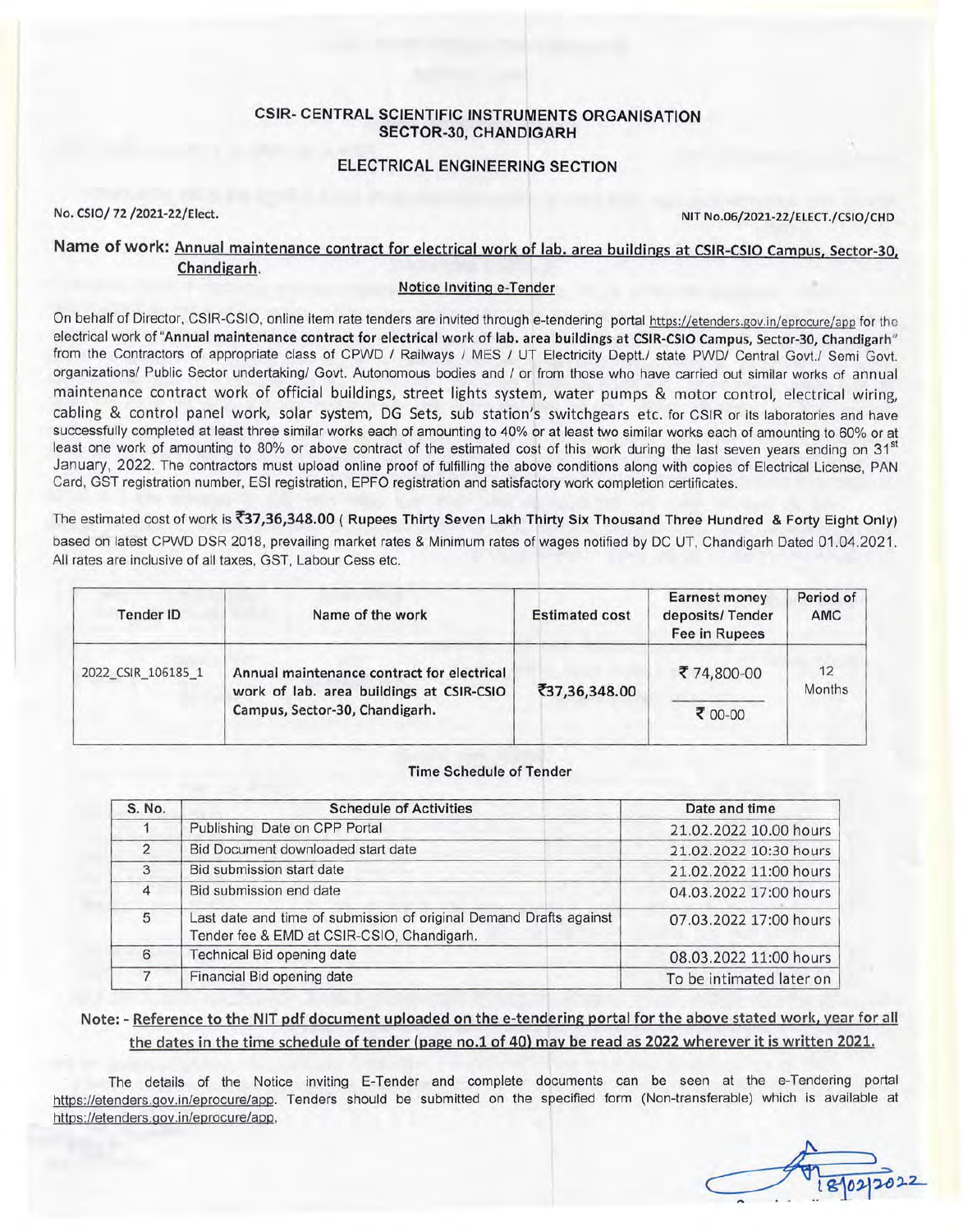# CSIR- CENTRAL SCIENTIFIC INSTRUMENTS ORGANISATION
# SECTOR-30, CHANDIGARH

## ELECTRICAL ENGINEERING SECTION

No. CSIO/ 72 /2021-22/Elect. NIT No.06/2021-22/ELECT./CSIO/CHD

## Name of work: Annual maintenance contract for electrical work of lab. area buildings at CSIR-CSIO Campus, Sector-30, Chandigarh.

**Notice Inviting e-Tender**

On behalf of Director, CSIR-CSIO, online item rate tenders are invited through e-tendering portal https://etenders.gov.in/eprocure/app for the electrical work of "**Annual maintenance contract for electrical work of lab. area buildings at CSIR-CSIO Campus, Sector-30, Chandigarh**" from the Contractors of appropriate class of CPWD / Railways / MES / UT Electricity Deptt./ state PWD/ Central Govt./ Semi Govt. organizations/ Public Sector undertaking/ Govt. Autonomous bodies and / or from those who have carried out similar works of annual maintenance contract work of official buildings, street lights system, water pumps & motor control, electrical wiring, cabling & control panel work, solar system, DG Sets, sub station's switchgears etc. for CSIR or its laboratories and have successfully completed at least three similar works each of amounting to 40% or at least two similar works each of amounting to 60% or at least one work of amounting to 80% or above contract of the estimated cost of this work during the last seven years ending on 31st January, 2022. The contractors must upload online proof of fulfilling the above conditions along with copies of Electrical License, PAN Card, GST registration number, ESI registration, EPFO registration and satisfactory work completion certificates.

The estimated cost of work is **₹37,36,348.00 ( Rupees Thirty Seven Lakh Thirty Six Thousand Three Hundred & Forty Eight Only)** based on latest CPWD DSR 2018, prevailing market rates & Minimum rates of wages notified by DC UT, Chandigarh Dated 01.04.2021. All rates are inclusive of all taxes, GST, Labour Cess etc.

| Tender ID | Name of the work | Estimated cost | Earnest money deposits/ Tender Fee in Rupees | Period of AMC |
|---|---|---|---|---|
| 2022_CSIR_106185_1 | **Annual maintenance contract for electrical work of lab. area buildings at CSIR-CSIO Campus, Sector-30, Chandigarh.** | **₹37,36,348.00** | ₹ 74,800-00 / ₹ 00-00 | 12 Months |

**Time Schedule of Tender**

| S. No. | Schedule of Activities | Date and time |
|---|---|---|
| 1 | Publishing Date on CPP Portal | 21.02.2022 10.00 hours |
| 2 | Bid Document downloaded start date | 21.02.2022 10:30 hours |
| 3 | Bid submission start date | 21.02.2022 11:00 hours |
| 4 | Bid submission end date | 04.03.2022 17:00 hours |
| 5 | Last date and time of submission of original Demand Drafts against Tender fee & EMD at CSIR-CSIO, Chandigarh. | 07.03.2022 17:00 hours |
| 6 | Technical Bid opening date | 08.03.2022 11:00 hours |
| 7 | Financial Bid opening date | To be intimated later on |

**Note: - Reference to the NIT pdf document uploaded on the e-tendering portal for the above stated work, year for all the dates in the time schedule of tender (page no.1 of 40) may be read as 2022 wherever it is written 2021.**

The details of the Notice inviting E-Tender and complete documents can be seen at the e-Tendering portal https://etenders.gov.in/eprocure/app. Tenders should be submitted on the specified form (Non-transferable) which is available at https://etenders.gov.in/eprocure/app.

18/02/2022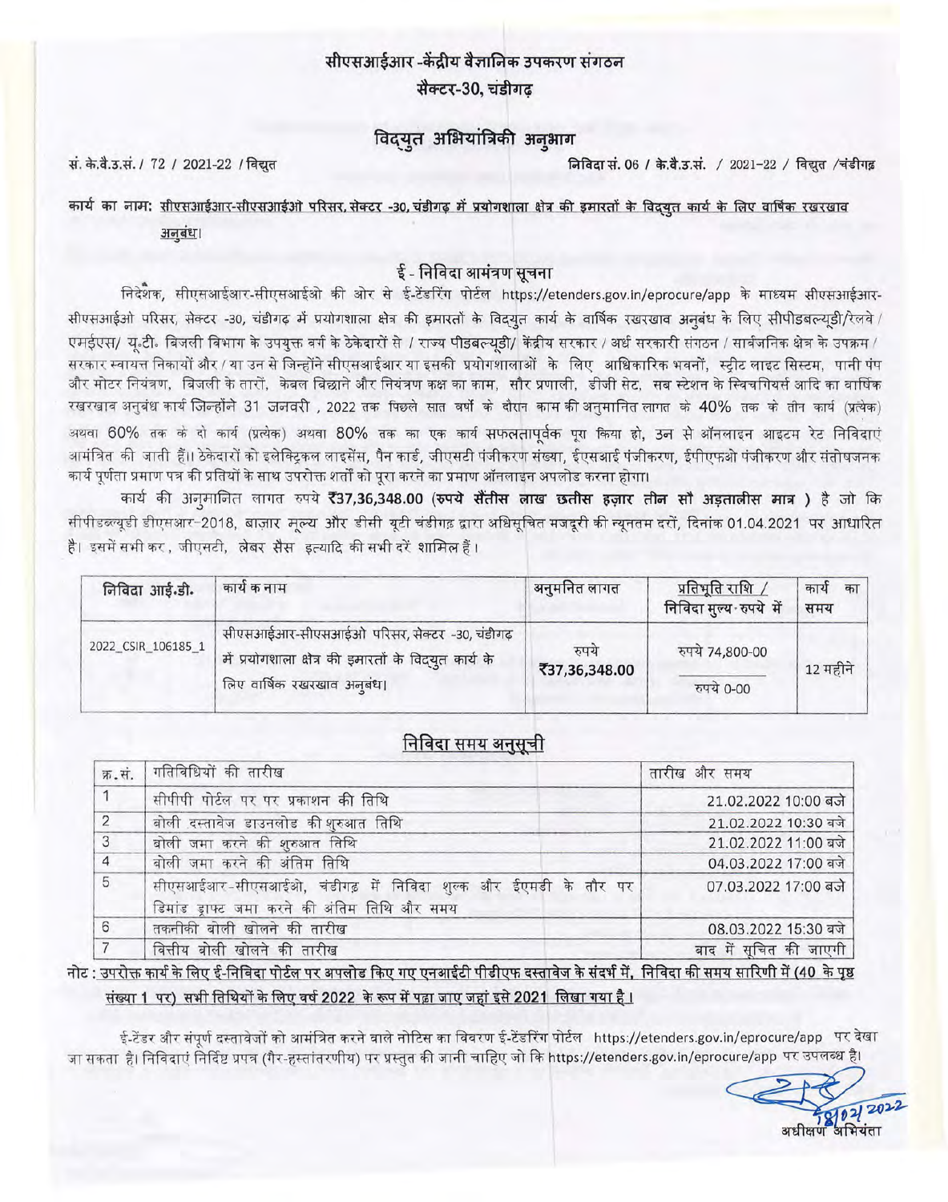# सीएसआईआर -केंद्रीय वैज्ञानिक उपकरण संगठन

## सैक्टर-30, चंडीगढ़

## विद्युत अभियांत्रिकी अनुभाग

सं. के.वै.उ.सं. / 72 / 2021-22 / विद्युत

**निविदा सं. 06 / के.वै.उ.सं. / 2021-22 / विद्युत /चंडीगढ़**

**कार्य का नाम:** <u>सीएसआईआर-सीएसआईओ परिसर, सेक्टर -30, चंडीगढ़ में प्रयोगशाला क्षेत्र की इमारतों के विद्युत कार्य के लिए वार्षिक रखरखाव अनुबंध।</u>

### ई - निविदा आमंत्रण सूचना

निदेशक, सीएसआईआर-सीएसआईओ की ओर से ई-टेंडरिंग पोर्टल https://etenders.gov.in/eprocure/app के माध्यम सीएसआईआर-सीएसआईओ परिसर, सेक्टर -30, चंडीगढ़ में प्रयोगशाला क्षेत्र की इमारतों के विद्युत कार्य के वार्षिक रखरखाव अनुबंध के लिए सीपीडबल्यूडी/रेलवे / एमईएस/ यू.टी. बिजली विभाग के उपयुक्त वर्ग के ठेकेदारों से / राज्य पीडबल्यूडी/ केंद्रीय सरकार / अर्ध सरकारी संगठन / सार्वजनिक क्षेत्र के उपक्रम / सरकार स्वायत्त निकायों और / या उन से जिन्होंने सीएसआईआर या इसकी प्रयोगशालाओं के लिए आधिकारिक भवनों, स्ट्रीट लाइट सिस्टम, पानी पंप और मोटर नियंत्रण, बिजली के तारों, केबल बिछाने और नियंत्रण कक्ष का काम, सौर प्रणाली, डीजी सेट, सब स्टेशन के स्विचगियर्स आदि का वार्षिक रखरखाव अनुबंध कार्य जिन्होंने 31 जनवरी , 2022 तक पिछले सात वर्षों के दौरान काम की अनुमानित लागत के 40% तक के तीन कार्य (प्रत्येक) अथवा 60% तक के दो कार्य (प्रत्येक) अथवा 80% तक का एक कार्य सफलतापूर्वक पूरा किया हो, उन से ऑनलाइन आइटम रेट निविदाएं आमंत्रित की जाती हैं। ठेकेदारों को इलेक्ट्रिकल लाइसेंस, पैन कार्ड, जीएसटी पंजीकरण संख्या, ईएसआई पंजीकरण, ईपीएफओ पंजीकरण और संतोषजनक कार्य पूर्णता प्रमाण पत्र की प्रतियों के साथ उपरोक्त शर्तों को पूरा करने का प्रमाण ऑनलाइन अपलोड करना होगा।

कार्य की अनुमानित लागत रुपये **₹37,36,348.00 (रुपये सैंतीस लाख छतीस हज़ार तीन सौ अड़तालीस मात्र )** है जो कि सीपीडब्ल्यूडी डीएसआर-2018, बाज़ार मूल्य और डीसी यूटी चंडीगढ़ द्वारा अधिसूचित मजदूरी की न्यूनतम दरों, दिनांक 01.04.2021 पर आधारित है। इसमें सभी कर , जीएसटी, लेबर सैस इत्यादि की सभी दरें शामिल हैं।

| निविदा आई.डी. | कार्य क नाम | अनुमनित लागत | प्रतिभूति राशि / निविदा मुल्य- रुपये में | कार्य का समय |
|---|---|---|---|---|
| 2022_CSIR_106185_1 | सीएसआईआर-सीएसआईओ परिसर, सेक्टर -30, चंडीगढ़ में प्रयोगशाला क्षेत्र की इमारतों के विद्युत कार्य के लिए वार्षिक रखरखाव अनुबंध। | रुपये ₹37,36,348.00 | रुपये 74,800-00 / रुपये 0-00 | 12 महीने |

### निविदा समय अनुसूची

| क्र.सं. | गतिविधियों की तारीख | तारीख और समय |
|---|---|---|
| 1 | सीपीपी पोर्टल पर पर प्रकाशन की तिथि | 21.02.2022 10:00 बजे |
| 2 | बोली दस्तावेज डाउनलोड की शुरुआत तिथि | 21.02.2022 10:30 बजे |
| 3 | बोली जमा करने की शुरुआत तिथि | 21.02.2022 11:00 बजे |
| 4 | बोली जमा करने की अंतिम तिथि | 04.03.2022 17:00 बजे |
| 5 | सीएसआईआर-सीएसआईओ, चंडीगढ़ में निविदा शुल्क और ईएमडी के तौर पर डिमांड ड्राफ्ट जमा करने की अंतिम तिथि और समय | 07.03.2022 17:00 बजे |
| 6 | तकनीकी बोली खोलने की तारीख | 08.03.2022 15:30 बजे |
| 7 | वित्तीय बोली खोलने की तारीख | बाद में सूचित की जाएगी |

<u>नोट : उपरोक्त कार्य के लिए ई-निविदा पोर्टल पर अपलोड किए गए एनआईटी पीडीएफ दस्तावेज के संदर्भ में, निविदा की समय सारिणी में (40 के पृष्ठ संख्या 1 पर) सभी तिथियों के लिए वर्ष 2022 के रूप में पढ़ा जाए जहां इसे 2021 लिखा गया है।</u>

ई-टेंडर और संपूर्ण दस्तावेजों को आमंत्रित करने वाले नोटिस का विवरण ई-टेंडरिंग पोर्टल https://etenders.gov.in/eprocure/app पर देखा जा सकता है। निविदाएं निर्दिष्ट प्रपत्र (गैर-हस्तांतरणीय) पर प्रस्तुत की जानी चाहिए जो कि https://etenders.gov.in/eprocure/app पर उपलब्ध है।

18/02/2022

अधीक्षण अभियंता